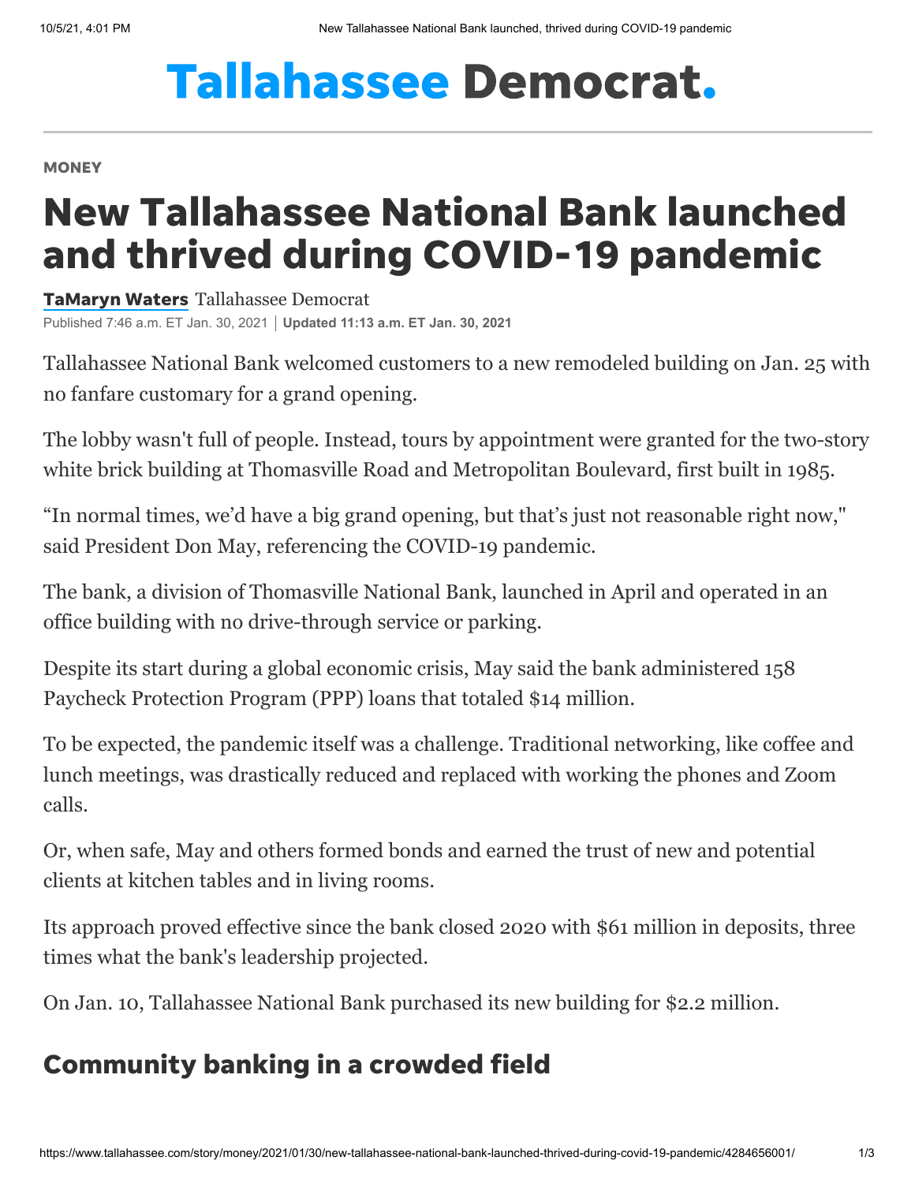Tallahassee Democrat.

MONEY

# New Tallahassee National Bank launched and thrived during COVID-19 pandemic

**TaMaryn Waters** Tallahassee Democrat

Published 7:46 a.m. ET Jan. 30, 2021 | **Updated 11:13 a.m. ET Jan. 30, 2021**

Tallahassee National Bank welcomed customers to a new remodeled building on Jan. 25 with no fanfare customary for a grand opening.

The lobby wasn't full of people. Instead, tours by appointment were granted for the two-story white brick building at Thomasville Road and Metropolitan Boulevard, first built in 1985.

"In normal times, we'd have a big grand opening, but that's just not reasonable right now," said President Don May, referencing the COVID-19 pandemic.

The bank, a division of Thomasville National Bank, launched in April and operated in an office building with no drive-through service or parking.

Despite its start during a global economic crisis, May said the bank administered 158 Paycheck Protection Program (PPP) loans that totaled $14 million.

To be expected, the pandemic itself was a challenge. Traditional networking, like coffee and lunch meetings, was drastically reduced and replaced with working the phones and Zoom calls.

Or, when safe, May and others formed bonds and earned the trust of new and potential clients at kitchen tables and in living rooms.

Its approach proved effective since the bank closed 2020 with $61 million in deposits, three times what the bank's leadership projected.

On Jan. 10, Tallahassee National Bank purchased its new building for $2.2 million.

## Community banking in a crowded field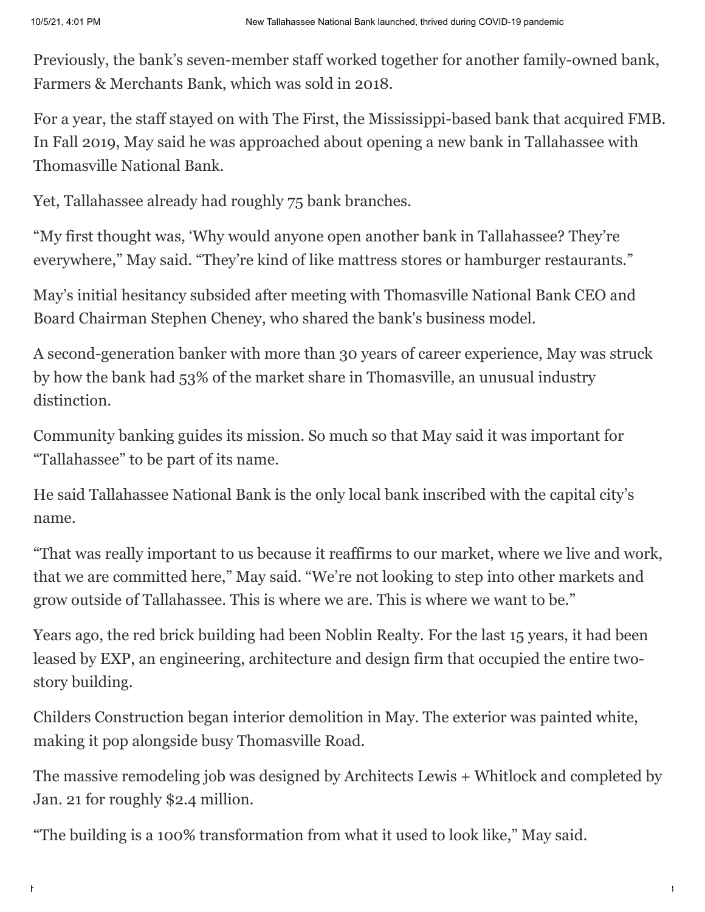Previously, the bank's seven-member staff worked together for another family-owned bank, Farmers & Merchants Bank, which was sold in 2018.

For a year, the staff stayed on with The First, the Mississippi-based bank that acquired FMB. In Fall 2019, May said he was approached about opening a new bank in Tallahassee with Thomasville National Bank.

Yet, Tallahassee already had roughly 75 bank branches.

"My first thought was, 'Why would anyone open another bank in Tallahassee? They're everywhere," May said. "They're kind of like mattress stores or hamburger restaurants."

May's initial hesitancy subsided after meeting with Thomasville National Bank CEO and Board Chairman Stephen Cheney, who shared the bank's business model.

A second-generation banker with more than 30 years of career experience, May was struck by how the bank had 53% of the market share in Thomasville, an unusual industry distinction.

Community banking guides its mission. So much so that May said it was important for "Tallahassee" to be part of its name.

He said Tallahassee National Bank is the only local bank inscribed with the capital city's name.

"That was really important to us because it reaffirms to our market, where we live and work, that we are committed here," May said. "We're not looking to step into other markets and grow outside of Tallahassee. This is where we are. This is where we want to be."

Years ago, the red brick building had been Noblin Realty. For the last 15 years, it had been leased by EXP, an engineering, architecture and design firm that occupied the entire two-story building.

Childers Construction began interior demolition in May. The exterior was painted white, making it pop alongside busy Thomasville Road.

The massive remodeling job was designed by Architects Lewis + Whitlock and completed by Jan. 21 for roughly $2.4 million.

"The building is a 100% transformation from what it used to look like," May said.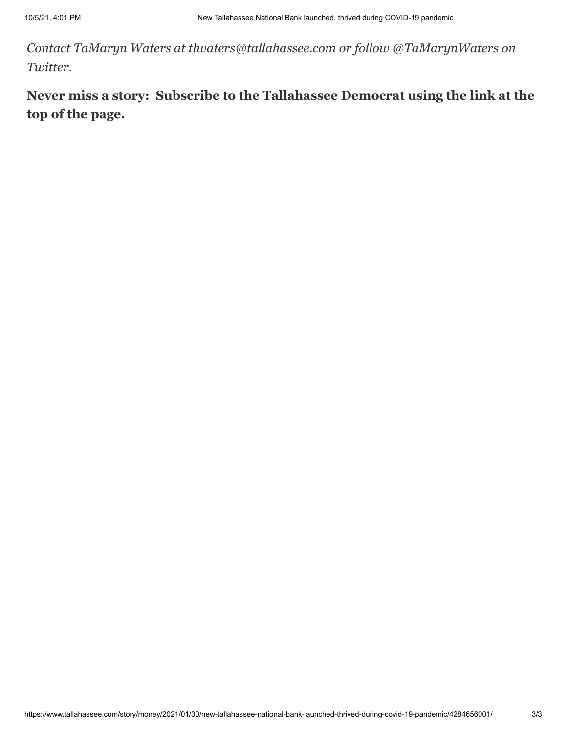*Contact TaMaryn Waters at tlwaters@tallahassee.com or follow @TaMarynWaters on Twitter.*

**Never miss a story: Subscribe to the Tallahassee Democrat using the link at the top of the page.**